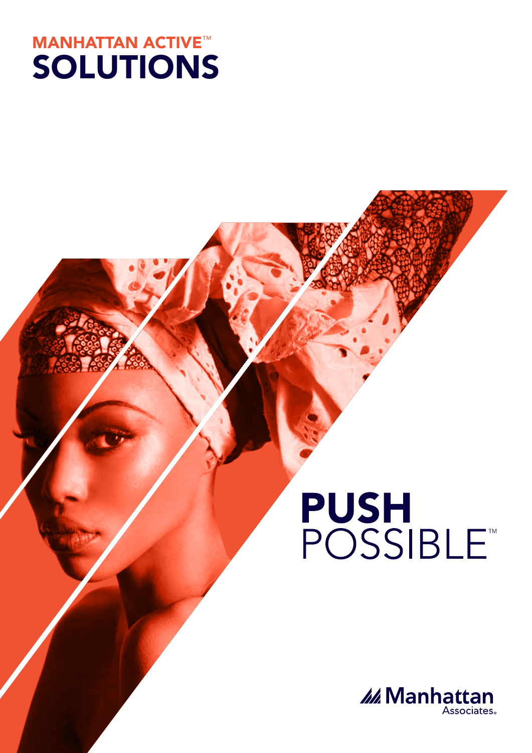# MANHATTAN ACTIVE™ SOLUTIONS

## PUSH POSSIBLE™

Manhattan Associates®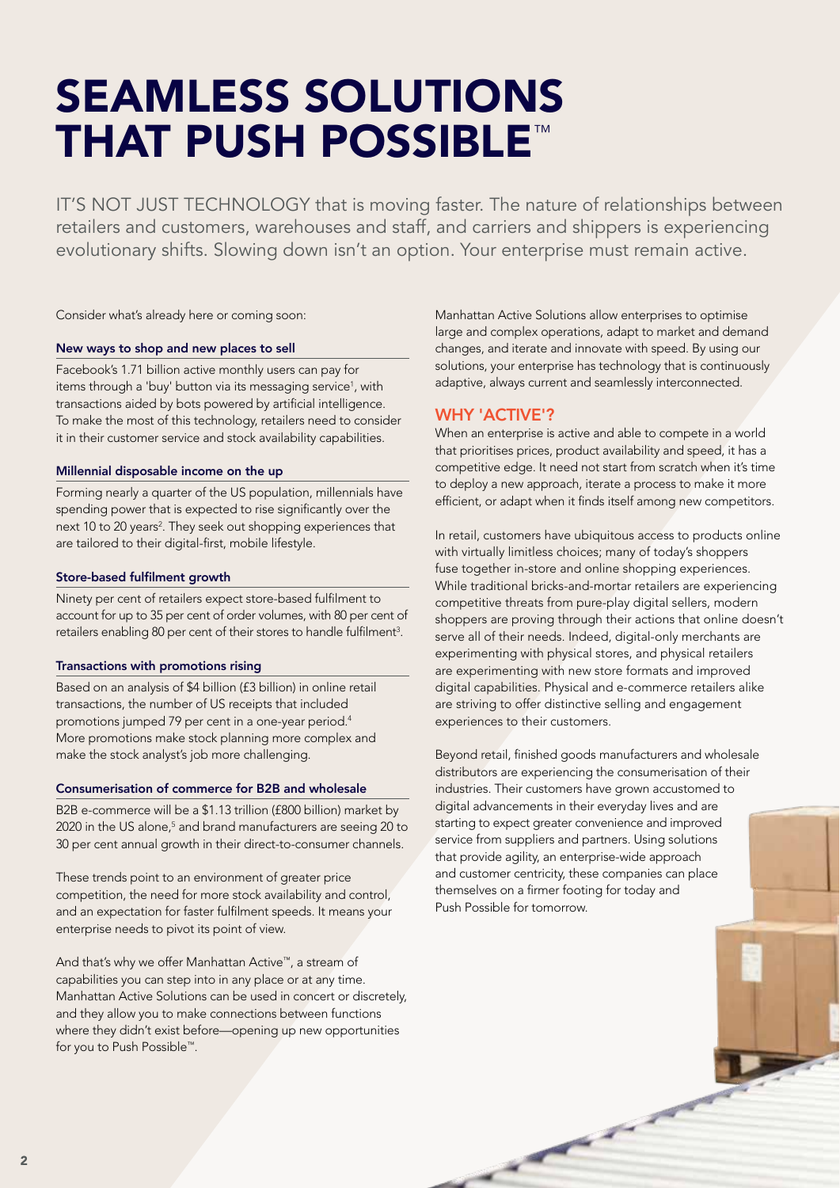# SEAMLESS SOLUTIONS THAT PUSH POSSIBLE™

IT'S NOT JUST TECHNOLOGY that is moving faster. The nature of relationships between retailers and customers, warehouses and staff, and carriers and shippers is experiencing evolutionary shifts. Slowing down isn't an option. Your enterprise must remain active.

Consider what's already here or coming soon:

### New ways to shop and new places to sell

Facebook's 1.71 billion active monthly users can pay for items through a 'buy' button via its messaging service[1], with transactions aided by bots powered by artificial intelligence. To make the most of this technology, retailers need to consider it in their customer service and stock availability capabilities.

### Millennial disposable income on the up

Forming nearly a quarter of the US population, millennials have spending power that is expected to rise significantly over the next 10 to 20 years[2]. They seek out shopping experiences that are tailored to their digital-first, mobile lifestyle.

### Store-based fulfilment growth

Ninety per cent of retailers expect store-based fulfilment to account for up to 35 per cent of order volumes, with 80 per cent of retailers enabling 80 per cent of their stores to handle fulfilment[3].

### Transactions with promotions rising

Based on an analysis of $4 billion (£3 billion) in online retail transactions, the number of US receipts that included promotions jumped 79 per cent in a one-year period.[4] More promotions make stock planning more complex and make the stock analyst's job more challenging.

### Consumerisation of commerce for B2B and wholesale

B2B e-commerce will be a $1.13 trillion (£800 billion) market by 2020 in the US alone,[5] and brand manufacturers are seeing 20 to 30 per cent annual growth in their direct-to-consumer channels.

These trends point to an environment of greater price competition, the need for more stock availability and control, and an expectation for faster fulfilment speeds. It means your enterprise needs to pivot its point of view.

And that's why we offer Manhattan Active™, a stream of capabilities you can step into in any place or at any time. Manhattan Active Solutions can be used in concert or discretely, and they allow you to make connections between functions where they didn't exist before—opening up new opportunities for you to Push Possible™.

Manhattan Active Solutions allow enterprises to optimise large and complex operations, adapt to market and demand changes, and iterate and innovate with speed. By using our solutions, your enterprise has technology that is continuously adaptive, always current and seamlessly interconnected.

## WHY 'ACTIVE'?

When an enterprise is active and able to compete in a world that prioritises prices, product availability and speed, it has a competitive edge. It need not start from scratch when it's time to deploy a new approach, iterate a process to make it more efficient, or adapt when it finds itself among new competitors.

In retail, customers have ubiquitous access to products online with virtually limitless choices; many of today's shoppers fuse together in-store and online shopping experiences. While traditional bricks-and-mortar retailers are experiencing competitive threats from pure-play digital sellers, modern shoppers are proving through their actions that online doesn't serve all of their needs. Indeed, digital-only merchants are experimenting with physical stores, and physical retailers are experimenting with new store formats and improved digital capabilities. Physical and e-commerce retailers alike are striving to offer distinctive selling and engagement experiences to their customers.

Beyond retail, finished goods manufacturers and wholesale distributors are experiencing the consumerisation of their industries. Their customers have grown accustomed to digital advancements in their everyday lives and are starting to expect greater convenience and improved service from suppliers and partners. Using solutions that provide agility, an enterprise-wide approach and customer centricity, these companies can place themselves on a firmer footing for today and Push Possible for tomorrow.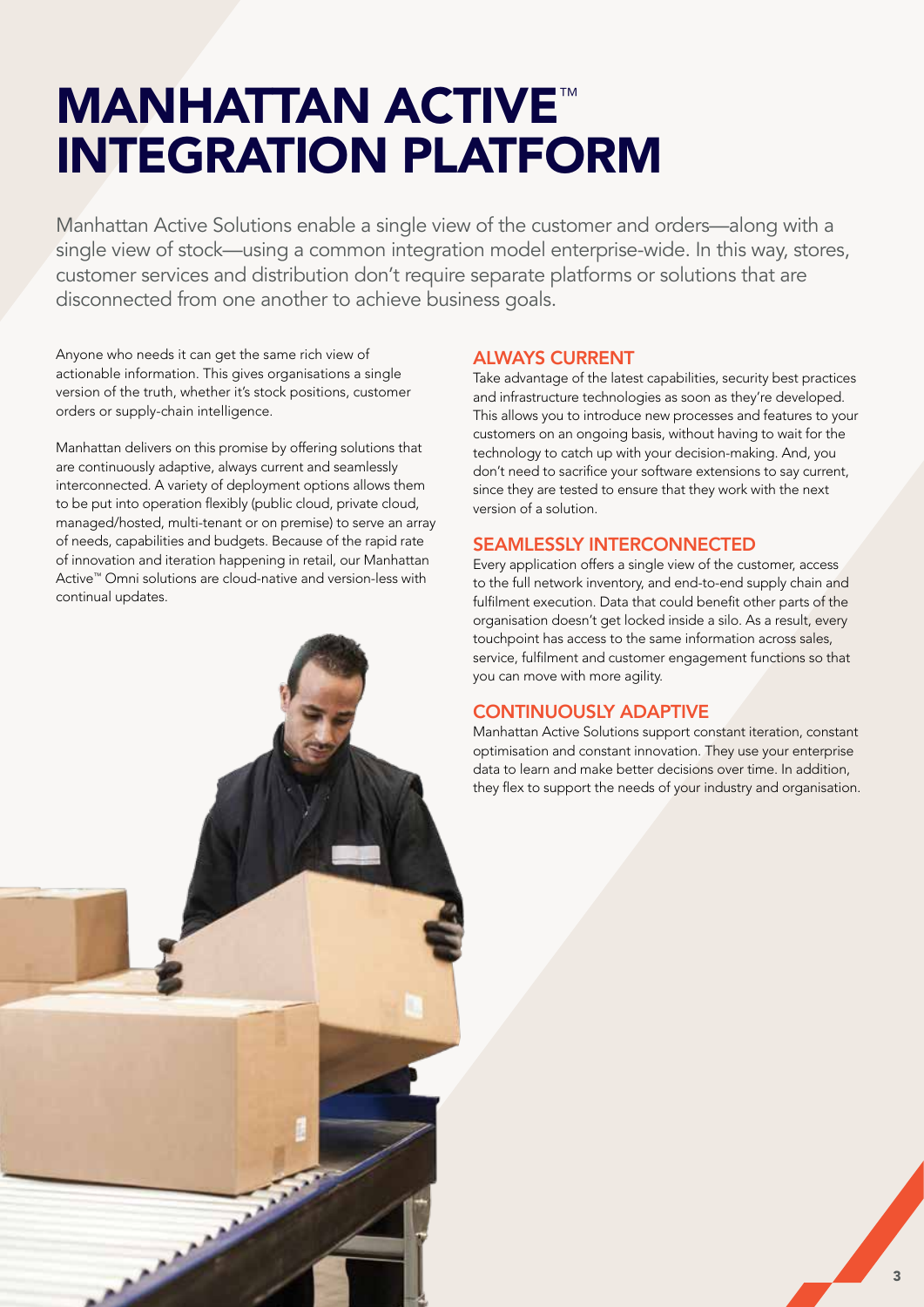# MANHATTAN ACTIVE™ INTEGRATION PLATFORM

Manhattan Active Solutions enable a single view of the customer and orders—along with a single view of stock—using a common integration model enterprise-wide. In this way, stores, customer services and distribution don't require separate platforms or solutions that are disconnected from one another to achieve business goals.

Anyone who needs it can get the same rich view of actionable information. This gives organisations a single version of the truth, whether it's stock positions, customer orders or supply-chain intelligence.

Manhattan delivers on this promise by offering solutions that are continuously adaptive, always current and seamlessly interconnected. A variety of deployment options allows them to be put into operation flexibly (public cloud, private cloud, managed/hosted, multi-tenant or on premise) to serve an array of needs, capabilities and budgets. Because of the rapid rate of innovation and iteration happening in retail, our Manhattan Active™ Omni solutions are cloud-native and version-less with continual updates.

## ALWAYS CURRENT

Take advantage of the latest capabilities, security best practices and infrastructure technologies as soon as they're developed. This allows you to introduce new processes and features to your customers on an ongoing basis, without having to wait for the technology to catch up with your decision-making. And, you don't need to sacrifice your software extensions to say current, since they are tested to ensure that they work with the next version of a solution.

## SEAMLESSLY INTERCONNECTED

Every application offers a single view of the customer, access to the full network inventory, and end-to-end supply chain and fulfilment execution. Data that could benefit other parts of the organisation doesn't get locked inside a silo. As a result, every touchpoint has access to the same information across sales, service, fulfilment and customer engagement functions so that you can move with more agility.

## CONTINUOUSLY ADAPTIVE

Manhattan Active Solutions support constant iteration, constant optimisation and constant innovation. They use your enterprise data to learn and make better decisions over time. In addition, they flex to support the needs of your industry and organisation.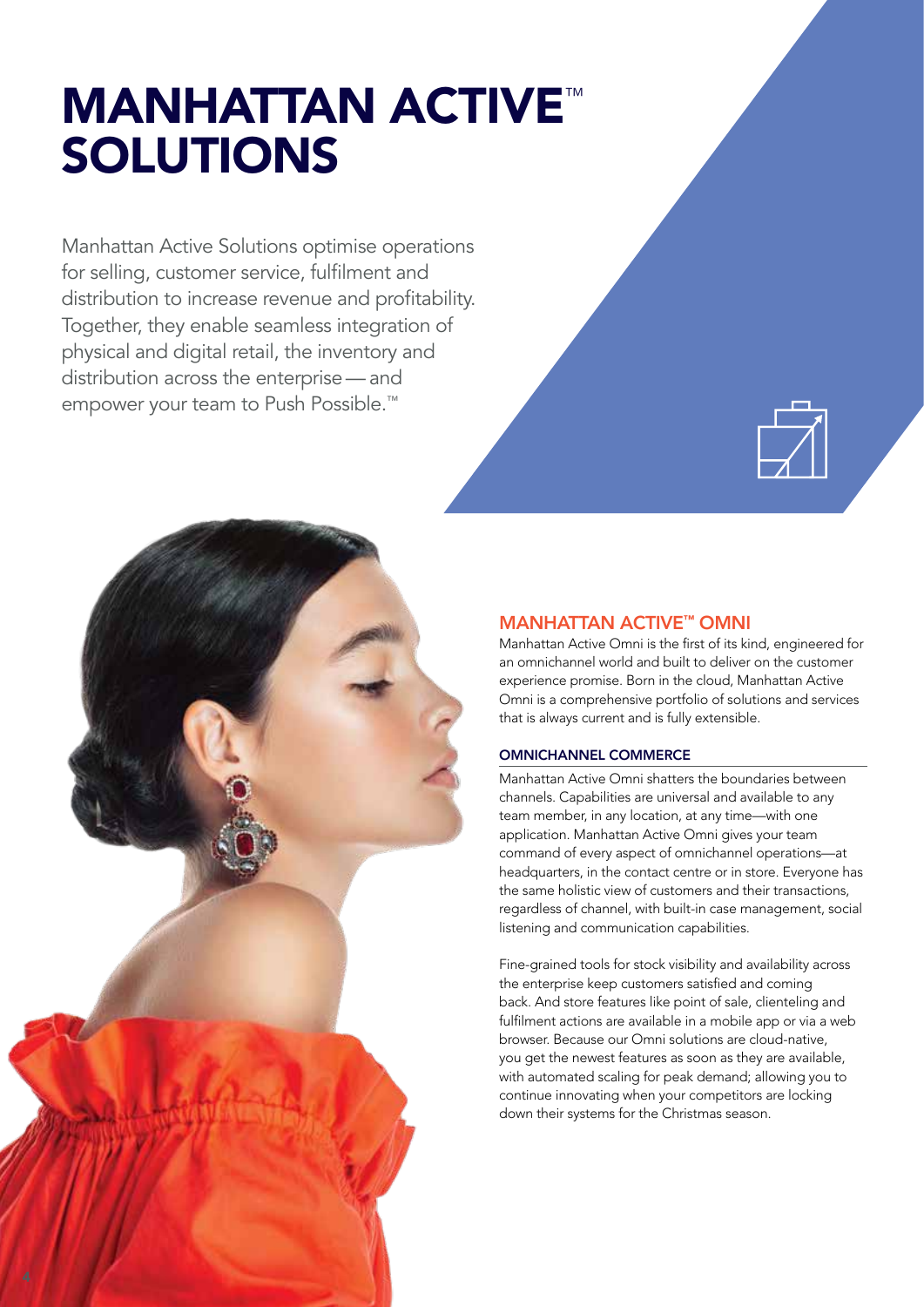# MANHATTAN ACTIVE™ SOLUTIONS

Manhattan Active Solutions optimise operations for selling, customer service, fulfilment and distribution to increase revenue and profitability. Together, they enable seamless integration of physical and digital retail, the inventory and distribution across the enterprise — and empower your team to Push Possible.™

## MANHATTAN ACTIVE™ OMNI

Manhattan Active Omni is the first of its kind, engineered for an omnichannel world and built to deliver on the customer experience promise. Born in the cloud, Manhattan Active Omni is a comprehensive portfolio of solutions and services that is always current and is fully extensible.

### OMNICHANNEL COMMERCE

Manhattan Active Omni shatters the boundaries between channels. Capabilities are universal and available to any team member, in any location, at any time—with one application. Manhattan Active Omni gives your team command of every aspect of omnichannel operations—at headquarters, in the contact centre or in store. Everyone has the same holistic view of customers and their transactions, regardless of channel, with built-in case management, social listening and communication capabilities.

Fine-grained tools for stock visibility and availability across the enterprise keep customers satisfied and coming back. And store features like point of sale, clienteling and fulfilment actions are available in a mobile app or via a web browser. Because our Omni solutions are cloud-native, you get the newest features as soon as they are available, with automated scaling for peak demand; allowing you to continue innovating when your competitors are locking down their systems for the Christmas season.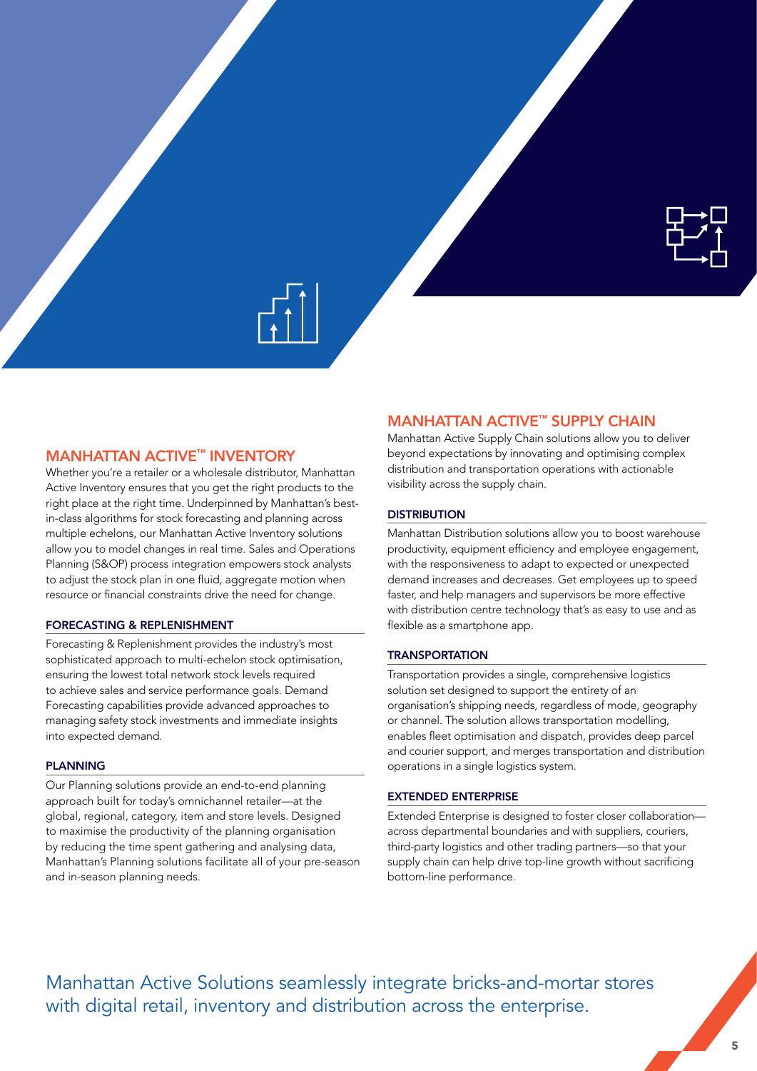## MANHATTAN ACTIVE™ INVENTORY

Whether you're a retailer or a wholesale distributor, Manhattan Active Inventory ensures that you get the right products to the right place at the right time. Underpinned by Manhattan's best-in-class algorithms for stock forecasting and planning across multiple echelons, our Manhattan Active Inventory solutions allow you to model changes in real time. Sales and Operations Planning (S&OP) process integration empowers stock analysts to adjust the stock plan in one fluid, aggregate motion when resource or financial constraints drive the need for change.

### FORECASTING & REPLENISHMENT

Forecasting & Replenishment provides the industry's most sophisticated approach to multi-echelon stock optimisation, ensuring the lowest total network stock levels required to achieve sales and service performance goals. Demand Forecasting capabilities provide advanced approaches to managing safety stock investments and immediate insights into expected demand.

### PLANNING

Our Planning solutions provide an end-to-end planning approach built for today's omnichannel retailer—at the global, regional, category, item and store levels. Designed to maximise the productivity of the planning organisation by reducing the time spent gathering and analysing data, Manhattan's Planning solutions facilitate all of your pre-season and in-season planning needs.

## MANHATTAN ACTIVE™ SUPPLY CHAIN

Manhattan Active Supply Chain solutions allow you to deliver beyond expectations by innovating and optimising complex distribution and transportation operations with actionable visibility across the supply chain.

### DISTRIBUTION

Manhattan Distribution solutions allow you to boost warehouse productivity, equipment efficiency and employee engagement, with the responsiveness to adapt to expected or unexpected demand increases and decreases. Get employees up to speed faster, and help managers and supervisors be more effective with distribution centre technology that's as easy to use and as flexible as a smartphone app.

### TRANSPORTATION

Transportation provides a single, comprehensive logistics solution set designed to support the entirety of an organisation's shipping needs, regardless of mode, geography or channel. The solution allows transportation modelling, enables fleet optimisation and dispatch, provides deep parcel and courier support, and merges transportation and distribution operations in a single logistics system.

### EXTENDED ENTERPRISE

Extended Enterprise is designed to foster closer collaboration—across departmental boundaries and with suppliers, couriers, third-party logistics and other trading partners—so that your supply chain can help drive top-line growth without sacrificing bottom-line performance.

Manhattan Active Solutions seamlessly integrate bricks-and-mortar stores with digital retail, inventory and distribution across the enterprise.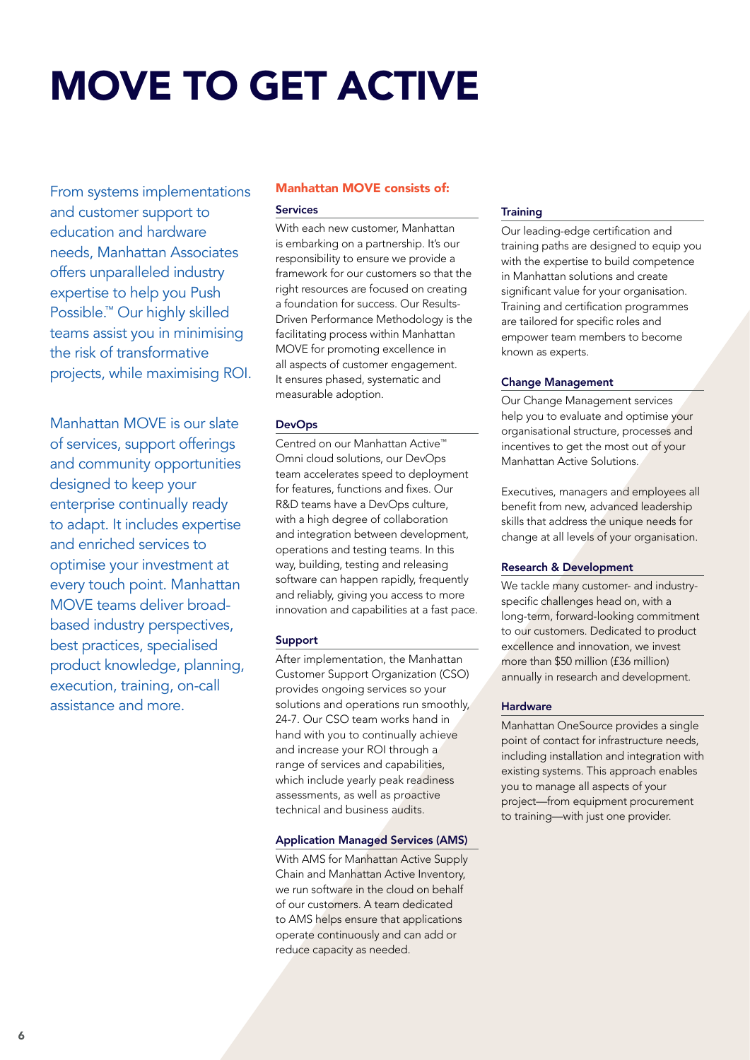# MOVE TO GET ACTIVE

From systems implementations and customer support to education and hardware needs, Manhattan Associates offers unparalleled industry expertise to help you Push Possible.™ Our highly skilled teams assist you in minimising the risk of transformative projects, while maximising ROI.

Manhattan MOVE is our slate of services, support offerings and community opportunities designed to keep your enterprise continually ready to adapt. It includes expertise and enriched services to optimise your investment at every touch point. Manhattan MOVE teams deliver broad-based industry perspectives, best practices, specialised product knowledge, planning, execution, training, on-call assistance and more.

## Manhattan MOVE consists of:

### Services

With each new customer, Manhattan is embarking on a partnership. It's our responsibility to ensure we provide a framework for our customers so that the right resources are focused on creating a foundation for success. Our Results-Driven Performance Methodology is the facilitating process within Manhattan MOVE for promoting excellence in all aspects of customer engagement. It ensures phased, systematic and measurable adoption.

### DevOps

Centred on our Manhattan Active™ Omni cloud solutions, our DevOps team accelerates speed to deployment for features, functions and fixes. Our R&D teams have a DevOps culture, with a high degree of collaboration and integration between development, operations and testing teams. In this way, building, testing and releasing software can happen rapidly, frequently and reliably, giving you access to more innovation and capabilities at a fast pace.

### Support

After implementation, the Manhattan Customer Support Organization (CSO) provides ongoing services so your solutions and operations run smoothly, 24-7. Our CSO team works hand in hand with you to continually achieve and increase your ROI through a range of services and capabilities, which include yearly peak readiness assessments, as well as proactive technical and business audits.

### Application Managed Services (AMS)

With AMS for Manhattan Active Supply Chain and Manhattan Active Inventory, we run software in the cloud on behalf of our customers. A team dedicated to AMS helps ensure that applications operate continuously and can add or reduce capacity as needed.

### Training

Our leading-edge certification and training paths are designed to equip you with the expertise to build competence in Manhattan solutions and create significant value for your organisation. Training and certification programmes are tailored for specific roles and empower team members to become known as experts.

### Change Management

Our Change Management services help you to evaluate and optimise your organisational structure, processes and incentives to get the most out of your Manhattan Active Solutions.

Executives, managers and employees all benefit from new, advanced leadership skills that address the unique needs for change at all levels of your organisation.

### Research & Development

We tackle many customer- and industry-specific challenges head on, with a long-term, forward-looking commitment to our customers. Dedicated to product excellence and innovation, we invest more than $50 million (£36 million) annually in research and development.

### Hardware

Manhattan OneSource provides a single point of contact for infrastructure needs, including installation and integration with existing systems. This approach enables you to manage all aspects of your project—from equipment procurement to training—with just one provider.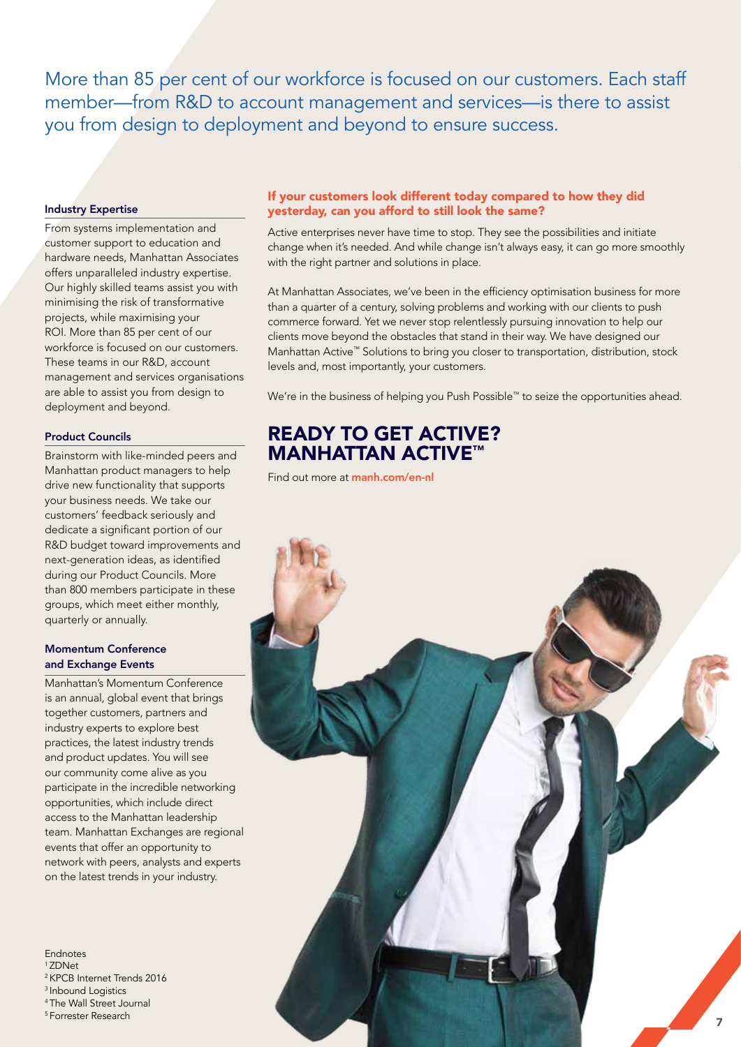More than 85 per cent of our workforce is focused on our customers. Each staff member—from R&D to account management and services—is there to assist you from design to deployment and beyond to ensure success.

### Industry Expertise

From systems implementation and customer support to education and hardware needs, Manhattan Associates offers unparalleled industry expertise. Our highly skilled teams assist you with minimising the risk of transformative projects, while maximising your ROI. More than 85 per cent of our workforce is focused on our customers. These teams in our R&D, account management and services organisations are able to assist you from design to deployment and beyond.

### Product Councils

Brainstorm with like-minded peers and Manhattan product managers to help drive new functionality that supports your business needs. We take our customers' feedback seriously and dedicate a significant portion of our R&D budget toward improvements and next-generation ideas, as identified during our Product Councils. More than 800 members participate in these groups, which meet either monthly, quarterly or annually.

### Momentum Conference and Exchange Events

Manhattan's Momentum Conference is an annual, global event that brings together customers, partners and industry experts to explore best practices, the latest industry trends and product updates. You will see our community come alive as you participate in the incredible networking opportunities, which include direct access to the Manhattan leadership team. Manhattan Exchanges are regional events that offer an opportunity to network with peers, analysts and experts on the latest trends in your industry.

### If your customers look different today compared to how they did yesterday, can you afford to still look the same?

Active enterprises never have time to stop. They see the possibilities and initiate change when it's needed. And while change isn't always easy, it can go more smoothly with the right partner and solutions in place.

At Manhattan Associates, we've been in the efficiency optimisation business for more than a quarter of a century, solving problems and working with our clients to push commerce forward. Yet we never stop relentlessly pursuing innovation to help our clients move beyond the obstacles that stand in their way. We have designed our Manhattan Active™ Solutions to bring you closer to transportation, distribution, stock levels and, most importantly, your customers.

We're in the business of helping you Push Possible™ to seize the opportunities ahead.

## READY TO GET ACTIVE? MANHATTAN ACTIVE™

Find out more at **manh.com/en-nl**

Endnotes
[1] ZDNet
[2] KPCB Internet Trends 2016
[3] Inbound Logistics
[4] The Wall Street Journal
[5] Forrester Research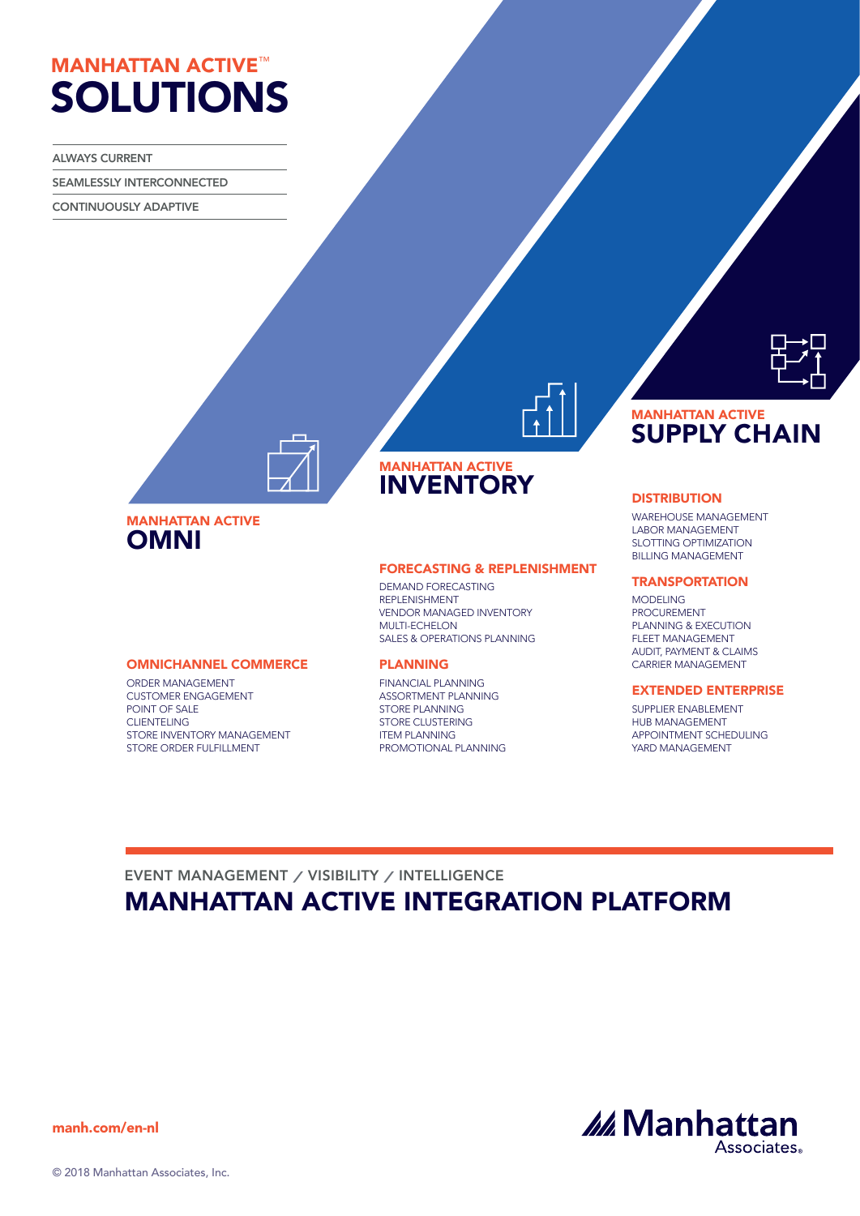# MANHATTAN ACTIVE™ SOLUTIONS

- ALWAYS CURRENT
- SEAMLESSLY INTERCONNECTED
- CONTINUOUSLY ADAPTIVE

## MANHATTAN ACTIVE OMNI

### OMNICHANNEL COMMERCE

ORDER MANAGEMENT
CUSTOMER ENGAGEMENT
POINT OF SALE
CLIENTELING
STORE INVENTORY MANAGEMENT
STORE ORDER FULFILLMENT

## MANHATTAN ACTIVE INVENTORY

### FORECASTING & REPLENISHMENT

DEMAND FORECASTING
REPLENISHMENT
VENDOR MANAGED INVENTORY
MULTI-ECHELON
SALES & OPERATIONS PLANNING

### PLANNING

FINANCIAL PLANNING
ASSORTMENT PLANNING
STORE PLANNING
STORE CLUSTERING
ITEM PLANNING
PROMOTIONAL PLANNING

## MANHATTAN ACTIVE SUPPLY CHAIN

### DISTRIBUTION

WAREHOUSE MANAGEMENT
LABOR MANAGEMENT
SLOTTING OPTIMIZATION
BILLING MANAGEMENT

### TRANSPORTATION

MODELING
PROCUREMENT
PLANNING & EXECUTION
FLEET MANAGEMENT
AUDIT, PAYMENT & CLAIMS
CARRIER MANAGEMENT

### EXTENDED ENTERPRISE

SUPPLIER ENABLEMENT
HUB MANAGEMENT
APPOINTMENT SCHEDULING
YARD MANAGEMENT

EVENT MANAGEMENT / VISIBILITY / INTELLIGENCE

## MANHATTAN ACTIVE INTEGRATION PLATFORM

manh.com/en-nl

Manhattan Associates®

© 2018 Manhattan Associates, Inc.